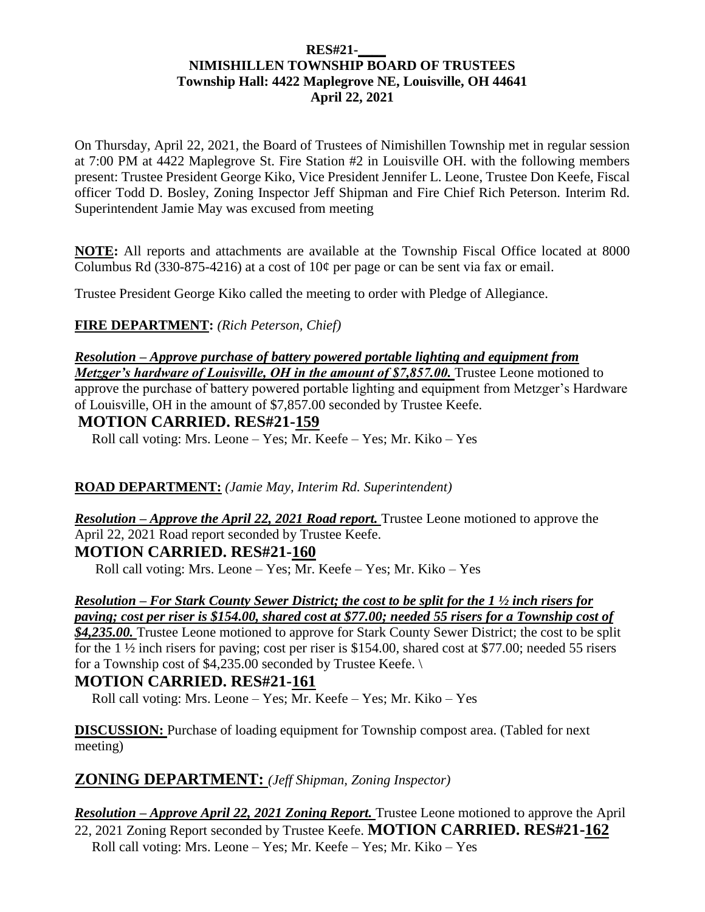**RES#21-\_\_\_\_**
**NIMISHILLEN TOWNSHIP BOARD OF TRUSTEES**
**Township Hall: 4422 Maplegrove NE, Louisville, OH 44641**
**April 22, 2021**

On Thursday, April 22, 2021, the Board of Trustees of Nimishillen Township met in regular session at 7:00 PM at 4422 Maplegrove St. Fire Station #2 in Louisville OH. with the following members present: Trustee President George Kiko, Vice President Jennifer L. Leone, Trustee Don Keefe, Fiscal officer Todd D. Bosley, Zoning Inspector Jeff Shipman and Fire Chief Rich Peterson. Interim Rd. Superintendent Jamie May was excused from meeting

**NOTE:** All reports and attachments are available at the Township Fiscal Office located at 8000 Columbus Rd (330-875-4216) at a cost of 10¢ per page or can be sent via fax or email.

Trustee President George Kiko called the meeting to order with Pledge of Allegiance.

**FIRE DEPARTMENT:** *(Rich Peterson, Chief)*

***Resolution – Approve purchase of battery powered portable lighting and equipment from Metzger's hardware of Louisville, OH in the amount of $7,857.00.*** Trustee Leone motioned to approve the purchase of battery powered portable lighting and equipment from Metzger's Hardware of Louisville, OH in the amount of $7,857.00 seconded by Trustee Keefe.

**MOTION CARRIED. RES#21-159**

Roll call voting: Mrs. Leone – Yes; Mr. Keefe – Yes; Mr. Kiko – Yes

**ROAD DEPARTMENT:** *(Jamie May, Interim Rd. Superintendent)*

***Resolution – Approve the April 22, 2021 Road report.*** Trustee Leone motioned to approve the April 22, 2021 Road report seconded by Trustee Keefe.

**MOTION CARRIED. RES#21-160**

Roll call voting: Mrs. Leone – Yes; Mr. Keefe – Yes; Mr. Kiko – Yes

***Resolution – For Stark County Sewer District; the cost to be split for the 1 ½ inch risers for paving; cost per riser is $154.00, shared cost at $77.00; needed 55 risers for a Township cost of $4,235.00.*** Trustee Leone motioned to approve for Stark County Sewer District; the cost to be split for the 1 ½ inch risers for paving; cost per riser is $154.00, shared cost at $77.00; needed 55 risers for a Township cost of $4,235.00 seconded by Trustee Keefe. \

**MOTION CARRIED. RES#21-161**

Roll call voting: Mrs. Leone – Yes; Mr. Keefe – Yes; Mr. Kiko – Yes

**DISCUSSION:** Purchase of loading equipment for Township compost area. (Tabled for next meeting)

## ZONING DEPARTMENT: *(Jeff Shipman, Zoning Inspector)*

***Resolution – Approve April 22, 2021 Zoning Report.*** Trustee Leone motioned to approve the April 22, 2021 Zoning Report seconded by Trustee Keefe. **MOTION CARRIED. RES#21-162**

Roll call voting: Mrs. Leone – Yes; Mr. Keefe – Yes; Mr. Kiko – Yes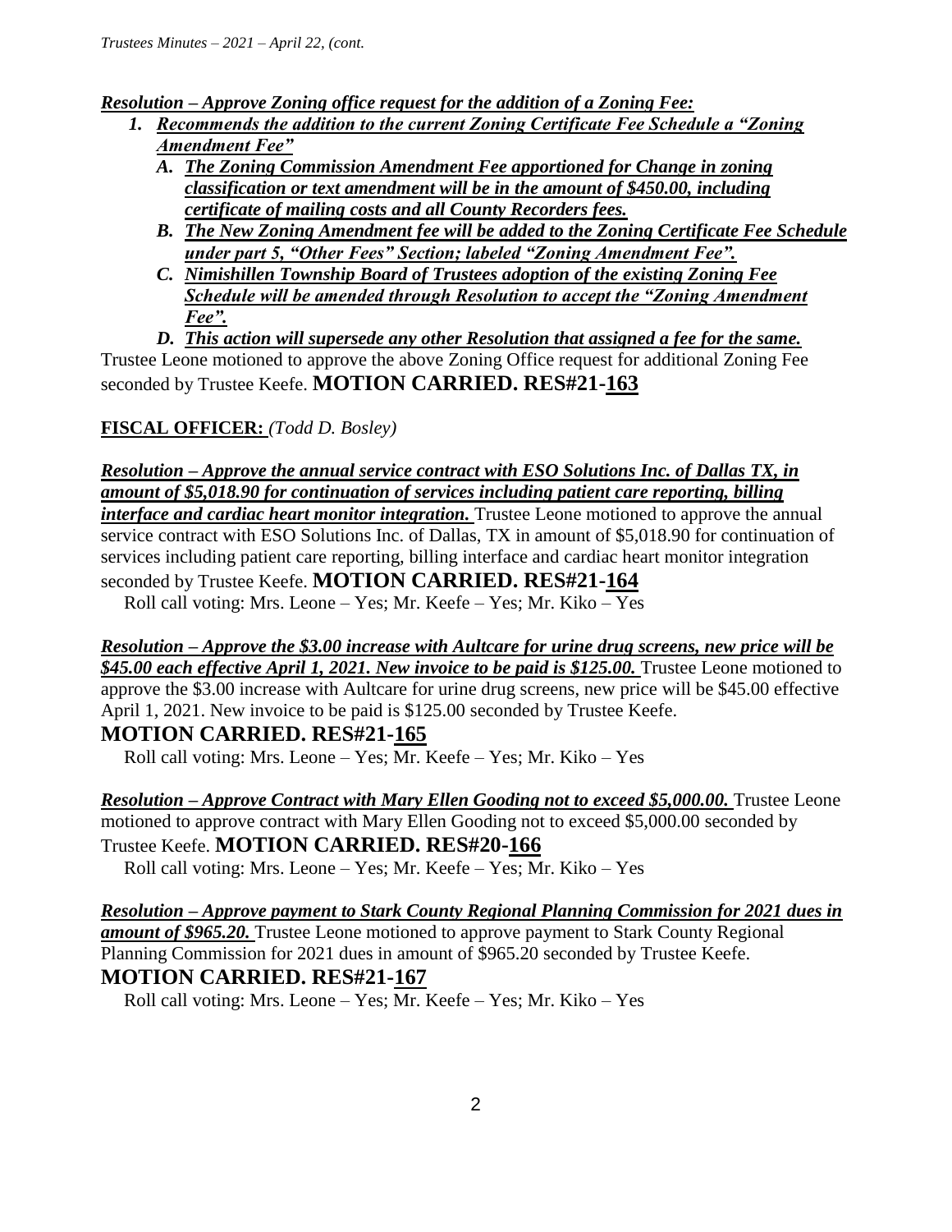***Resolution – Approve Zoning office request for the addition of a Zoning Fee:***

1. ***Recommends the addition to the current Zoning Certificate Fee Schedule a "Zoning Amendment Fee"***
   - A. ***The Zoning Commission Amendment Fee apportioned for Change in zoning classification or text amendment will be in the amount of $450.00, including certificate of mailing costs and all County Recorders fees.***
   - B. ***The New Zoning Amendment fee will be added to the Zoning Certificate Fee Schedule under part 5, "Other Fees" Section; labeled "Zoning Amendment Fee".***
   - C. ***Nimishillen Township Board of Trustees adoption of the existing Zoning Fee Schedule will be amended through Resolution to accept the "Zoning Amendment Fee".***
   - D. ***This action will supersede any other Resolution that assigned a fee for the same.***

Trustee Leone motioned to approve the above Zoning Office request for additional Zoning Fee seconded by Trustee Keefe. **MOTION CARRIED. RES#21-163**

**FISCAL OFFICER:** *(Todd D. Bosley)*

***Resolution – Approve the annual service contract with ESO Solutions Inc. of Dallas TX, in amount of $5,018.90 for continuation of services including patient care reporting, billing interface and cardiac heart monitor integration.*** Trustee Leone motioned to approve the annual service contract with ESO Solutions Inc. of Dallas, TX in amount of $5,018.90 for continuation of services including patient care reporting, billing interface and cardiac heart monitor integration seconded by Trustee Keefe. **MOTION CARRIED. RES#21-164**

Roll call voting: Mrs. Leone – Yes; Mr. Keefe – Yes; Mr. Kiko – Yes

***Resolution – Approve the $3.00 increase with Aultcare for urine drug screens, new price will be $45.00 each effective April 1, 2021. New invoice to be paid is $125.00.*** Trustee Leone motioned to approve the $3.00 increase with Aultcare for urine drug screens, new price will be $45.00 effective April 1, 2021. New invoice to be paid is $125.00 seconded by Trustee Keefe.

**MOTION CARRIED. RES#21-165**

Roll call voting: Mrs. Leone – Yes; Mr. Keefe – Yes; Mr. Kiko – Yes

***Resolution – Approve Contract with Mary Ellen Gooding not to exceed $5,000.00.*** Trustee Leone motioned to approve contract with Mary Ellen Gooding not to exceed $5,000.00 seconded by Trustee Keefe. **MOTION CARRIED. RES#20-166**

Roll call voting: Mrs. Leone – Yes; Mr. Keefe – Yes; Mr. Kiko – Yes

***Resolution – Approve payment to Stark County Regional Planning Commission for 2021 dues in amount of $965.20.*** Trustee Leone motioned to approve payment to Stark County Regional Planning Commission for 2021 dues in amount of $965.20 seconded by Trustee Keefe.

**MOTION CARRIED. RES#21-167**

Roll call voting: Mrs. Leone – Yes; Mr. Keefe – Yes; Mr. Kiko – Yes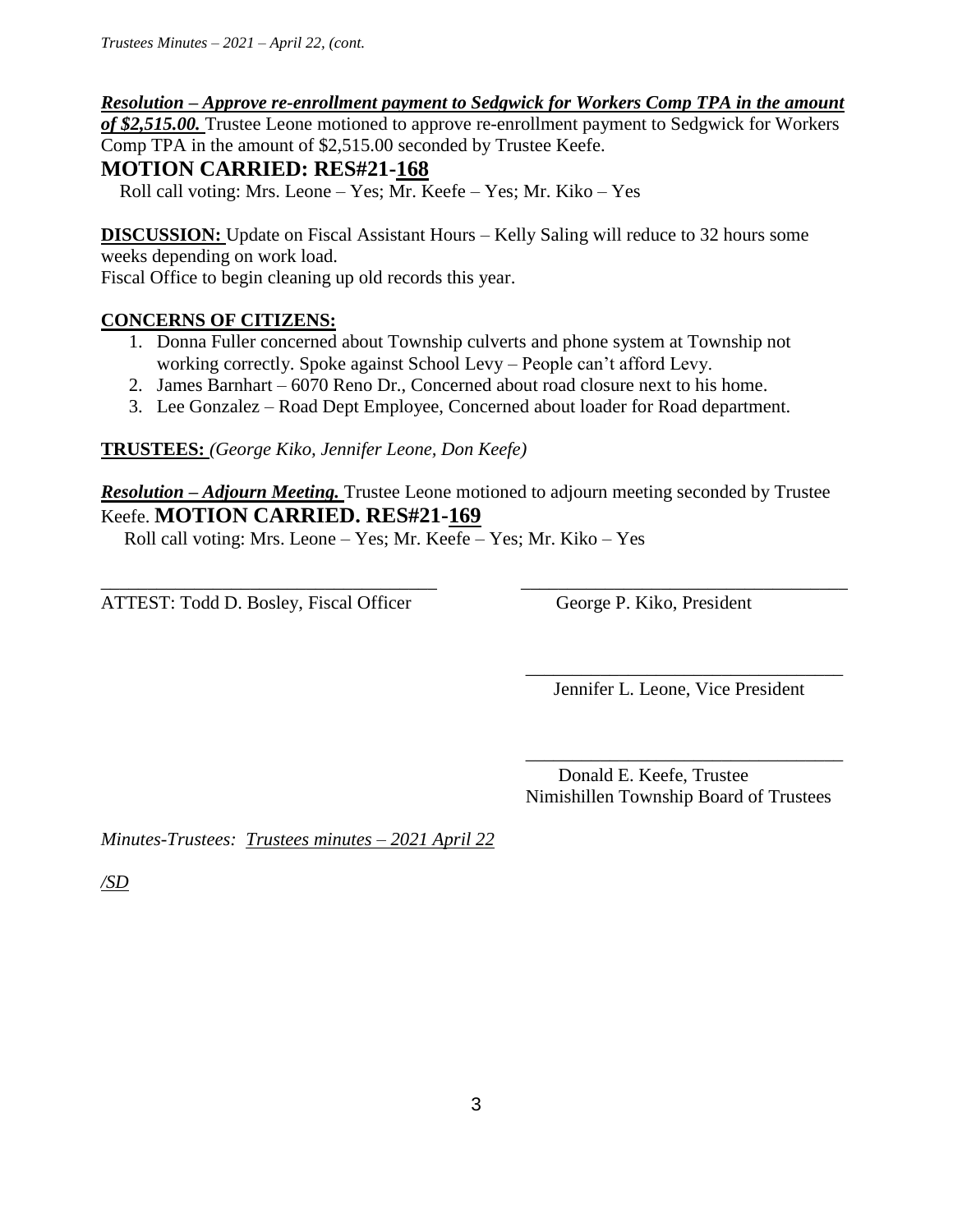***Resolution – Approve re-enrollment payment to Sedgwick for Workers Comp TPA in the amount of $2,515.00.*** Trustee Leone motioned to approve re-enrollment payment to Sedgwick for Workers Comp TPA in the amount of $2,515.00 seconded by Trustee Keefe.

**MOTION CARRIED: RES#21-168**

Roll call voting: Mrs. Leone – Yes; Mr. Keefe – Yes; Mr. Kiko – Yes

**DISCUSSION:** Update on Fiscal Assistant Hours – Kelly Saling will reduce to 32 hours some weeks depending on work load.
Fiscal Office to begin cleaning up old records this year.

**CONCERNS OF CITIZENS:**

1. Donna Fuller concerned about Township culverts and phone system at Township not working correctly. Spoke against School Levy – People can't afford Levy.
2. James Barnhart – 6070 Reno Dr., Concerned about road closure next to his home.
3. Lee Gonzalez – Road Dept Employee, Concerned about loader for Road department.

**TRUSTEES:** *(George Kiko, Jennifer Leone, Don Keefe)*

***Resolution – Adjourn Meeting.*** Trustee Leone motioned to adjourn meeting seconded by Trustee Keefe. **MOTION CARRIED. RES#21-169**

Roll call voting: Mrs. Leone – Yes; Mr. Keefe – Yes; Mr. Kiko – Yes

___________________________________ ___________________________________
ATTEST: Todd D. Bosley, Fiscal Officer George P. Kiko, President

___________________________________
Jennifer L. Leone, Vice President

___________________________________
Donald E. Keefe, Trustee
Nimishillen Township Board of Trustees

*Minutes-Trustees: Trustees minutes – 2021 April 22*

*/SD*